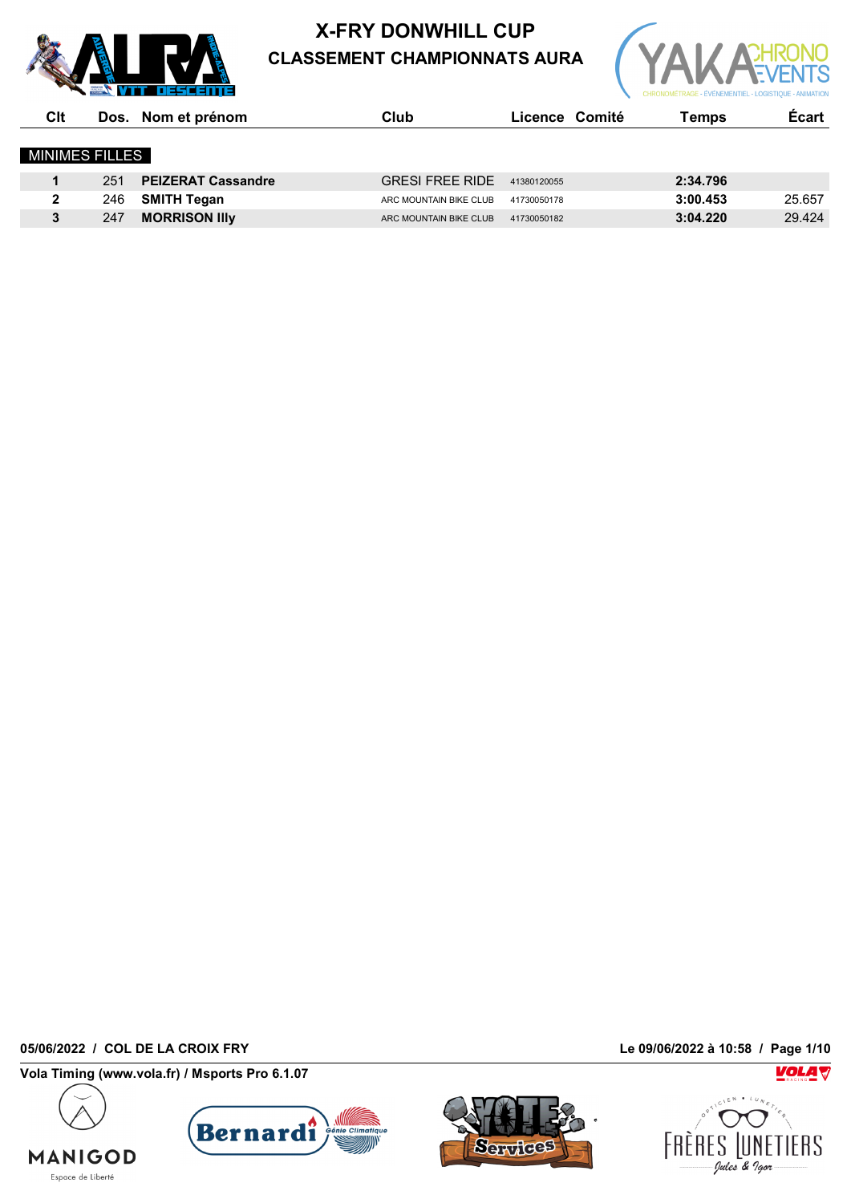# X-FRY DONWHILL CUP

## CLASSEMENT CHAMPIONNATS AURA

| Clt | Dos. | Nom et prénom | Club | Licence | Comité | Temps | Écart |
|---|---|---|---|---|---|---|---|
| **MINIMES FILLES** | | | | | | | |
| **1** | 251 | **PEIZERAT Cassandre** | GRESI FREE RIDE | 41380120055 | | **2:34.796** | |
| **2** | 246 | **SMITH Tegan** | ARC MOUNTAIN BIKE CLUB | 41730050178 | | **3:00.453** | 25.657 |
| **3** | 247 | **MORRISON Illy** | ARC MOUNTAIN BIKE CLUB | 41730050182 | | **3:04.220** | 29.424 |

**05/06/2022 / COL DE LA CROIX FRY** — **Le 09/06/2022 à 10:58**

**Vola Timing (www.vola.fr) / Msports Pro 6.1.07**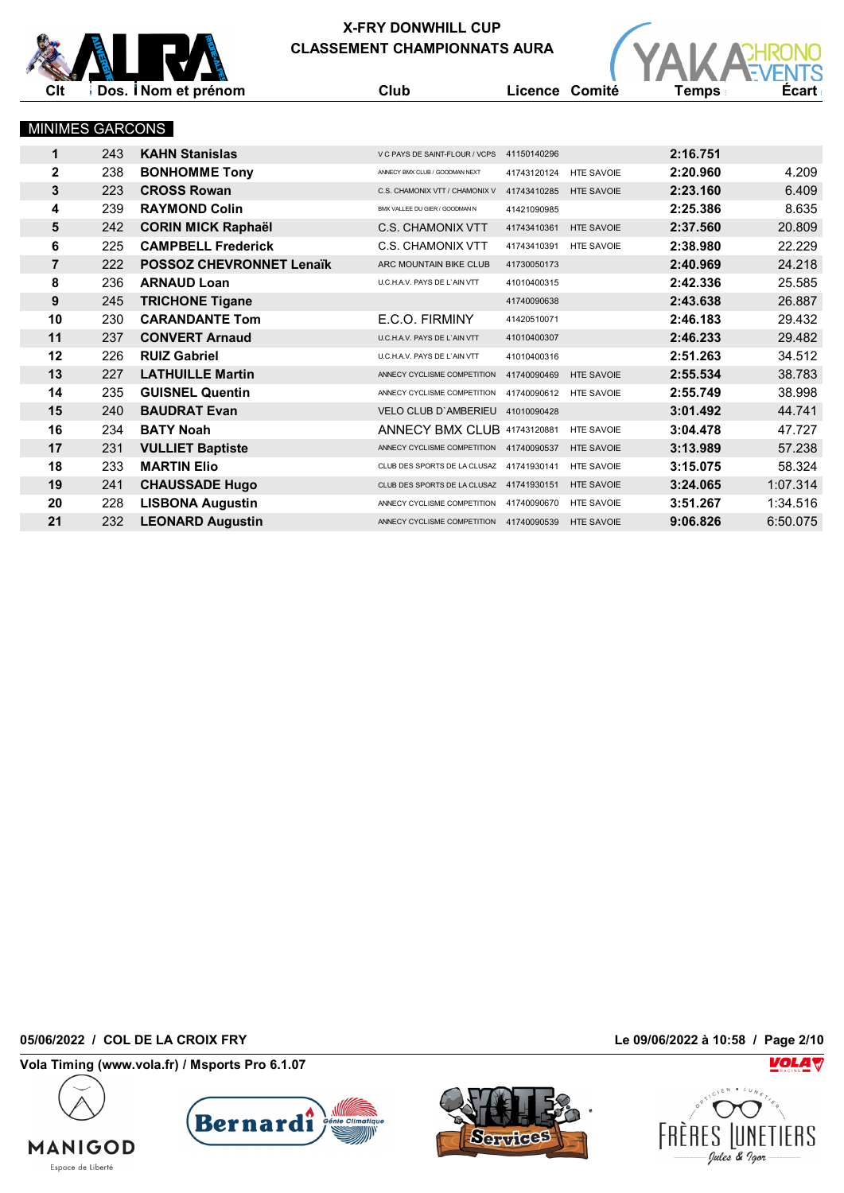# X-FRY DONWHILL CUP
## CLASSEMENT CHAMPIONNATS AURA

### MINIMES GARCONS

| Clt | Dos. | Nom et prénom | Club | Licence | Comité | Temps | Écart |
|---|---|---|---|---|---|---|---|
| 1 | 243 | **KAHN Stanislas** | V C PAYS DE SAINT-FLOUR / VCPS | 41150140296 | | **2:16.751** | |
| 2 | 238 | **BONHOMME Tony** | ANNECY BMX CLUB / GOODMAN NEXT | 41743120124 | HTE SAVOIE | **2:20.960** | 4.209 |
| 3 | 223 | **CROSS Rowan** | C.S. CHAMONIX VTT / CHAMONIX V | 41743410285 | HTE SAVOIE | **2:23.160** | 6.409 |
| 4 | 239 | **RAYMOND Colin** | BMX VALLEE DU GIER / GOODMAN N | 41421090985 | | **2:25.386** | 8.635 |
| 5 | 242 | **CORIN MICK Raphaël** | C.S. CHAMONIX VTT | 41743410361 | HTE SAVOIE | **2:37.560** | 20.809 |
| 6 | 225 | **CAMPBELL Frederick** | C.S. CHAMONIX VTT | 41743410391 | HTE SAVOIE | **2:38.980** | 22.229 |
| 7 | 222 | **POSSOZ CHEVRONNET Lenaïk** | ARC MOUNTAIN BIKE CLUB | 41730050173 | | **2:40.969** | 24.218 |
| 8 | 236 | **ARNAUD Loan** | U.C.H.A.V. PAYS DE L`AIN VTT | 41010400315 | | **2:42.336** | 25.585 |
| 9 | 245 | **TRICHONE Tigane** | | 41740090638 | | **2:43.638** | 26.887 |
| 10 | 230 | **CARANDANTE Tom** | E.C.O. FIRMINY | 41420510071 | | **2:46.183** | 29.432 |
| 11 | 237 | **CONVERT Arnaud** | U.C.H.A.V. PAYS DE L`AIN VTT | 41010400307 | | **2:46.233** | 29.482 |
| 12 | 226 | **RUIZ Gabriel** | U.C.H.A.V. PAYS DE L`AIN VTT | 41010400316 | | **2:51.263** | 34.512 |
| 13 | 227 | **LATHUILLE Martin** | ANNECY CYCLISME COMPETITION | 41740090469 | HTE SAVOIE | **2:55.534** | 38.783 |
| 14 | 235 | **GUISNEL Quentin** | ANNECY CYCLISME COMPETITION | 41740090612 | HTE SAVOIE | **2:55.749** | 38.998 |
| 15 | 240 | **BAUDRAT Evan** | VELO CLUB D`AMBERIEU | 41010090428 | | **3:01.492** | 44.741 |
| 16 | 234 | **BATY Noah** | ANNECY BMX CLUB | 41743120881 | HTE SAVOIE | **3:04.478** | 47.727 |
| 17 | 231 | **VULLIET Baptiste** | ANNECY CYCLISME COMPETITION | 41740090537 | HTE SAVOIE | **3:13.989** | 57.238 |
| 18 | 233 | **MARTIN Elio** | CLUB DES SPORTS DE LA CLUSAZ | 41741930141 | HTE SAVOIE | **3:15.075** | 58.324 |
| 19 | 241 | **CHAUSSADE Hugo** | CLUB DES SPORTS DE LA CLUSAZ | 41741930151 | HTE SAVOIE | **3:24.065** | 1:07.314 |
| 20 | 228 | **LISBONA Augustin** | ANNECY CYCLISME COMPETITION | 41740090670 | HTE SAVOIE | **3:51.267** | 1:34.516 |
| 21 | 232 | **LEONARD Augustin** | ANNECY CYCLISME COMPETITION | 41740090539 | HTE SAVOIE | **9:06.826** | 6:50.075 |

**05/06/2022 / COL DE LA CROIX FRY** — **Le 09/06/2022 à 10:58**

**Vola Timing (www.vola.fr) / Msports Pro 6.1.07**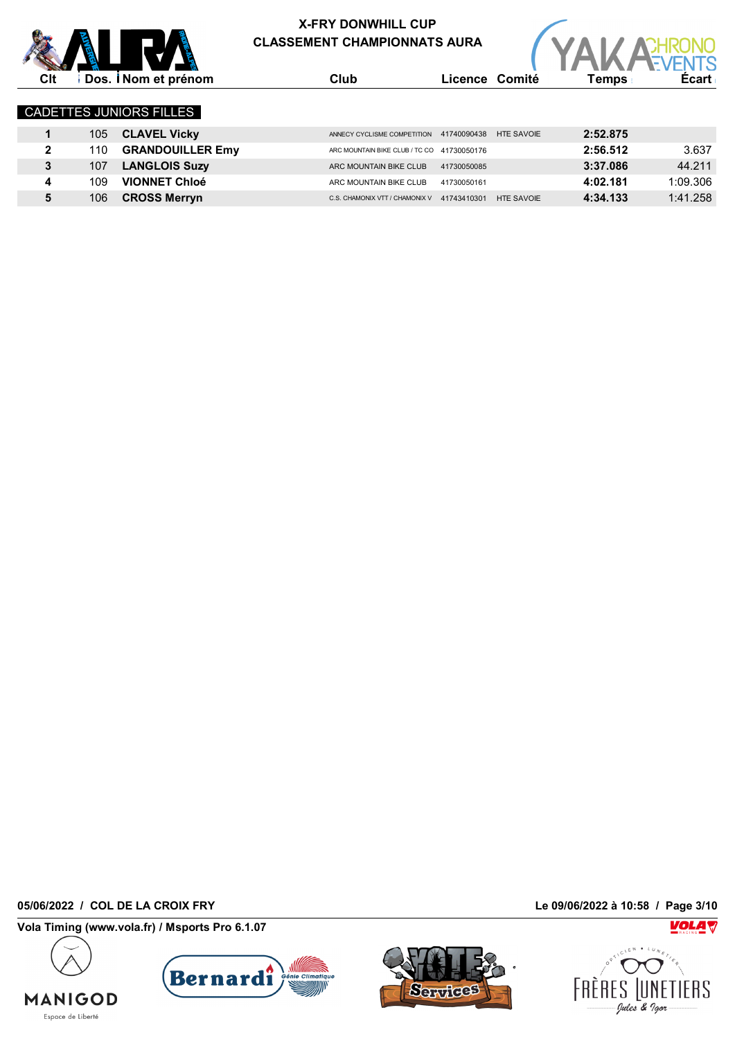# X-FRY DONWHILL CUP
## CLASSEMENT CHAMPIONNATS AURA

### CADETTES JUNIORS FILLES

| Clt | Dos. | Nom et prénom | Club | Licence | Comité | Temps | Écart |
|---|---|---|---|---|---|---|---|
| 1 | 105 | **CLAVEL Vicky** | ANNECY CYCLISME COMPETITION | 41740090438 | HTE SAVOIE | **2:52.875** | |
| 2 | 110 | **GRANDOUILLER Emy** | ARC MOUNTAIN BIKE CLUB / TC CO | 41730050176 | | **2:56.512** | 3.637 |
| 3 | 107 | **LANGLOIS Suzy** | ARC MOUNTAIN BIKE CLUB | 41730050085 | | **3:37.086** | 44.211 |
| 4 | 109 | **VIONNET Chloé** | ARC MOUNTAIN BIKE CLUB | 41730050161 | | **4:02.181** | 1:09.306 |
| 5 | 106 | **CROSS Merryn** | C.S. CHAMONIX VTT / CHAMONIX V | 41743410301 | HTE SAVOIE | **4:34.133** | 1:41.258 |

**05/06/2022 / COL DE LA CROIX FRY** — **Le 09/06/2022 à 10:58**

**Vola Timing (www.vola.fr) / Msports Pro 6.1.07**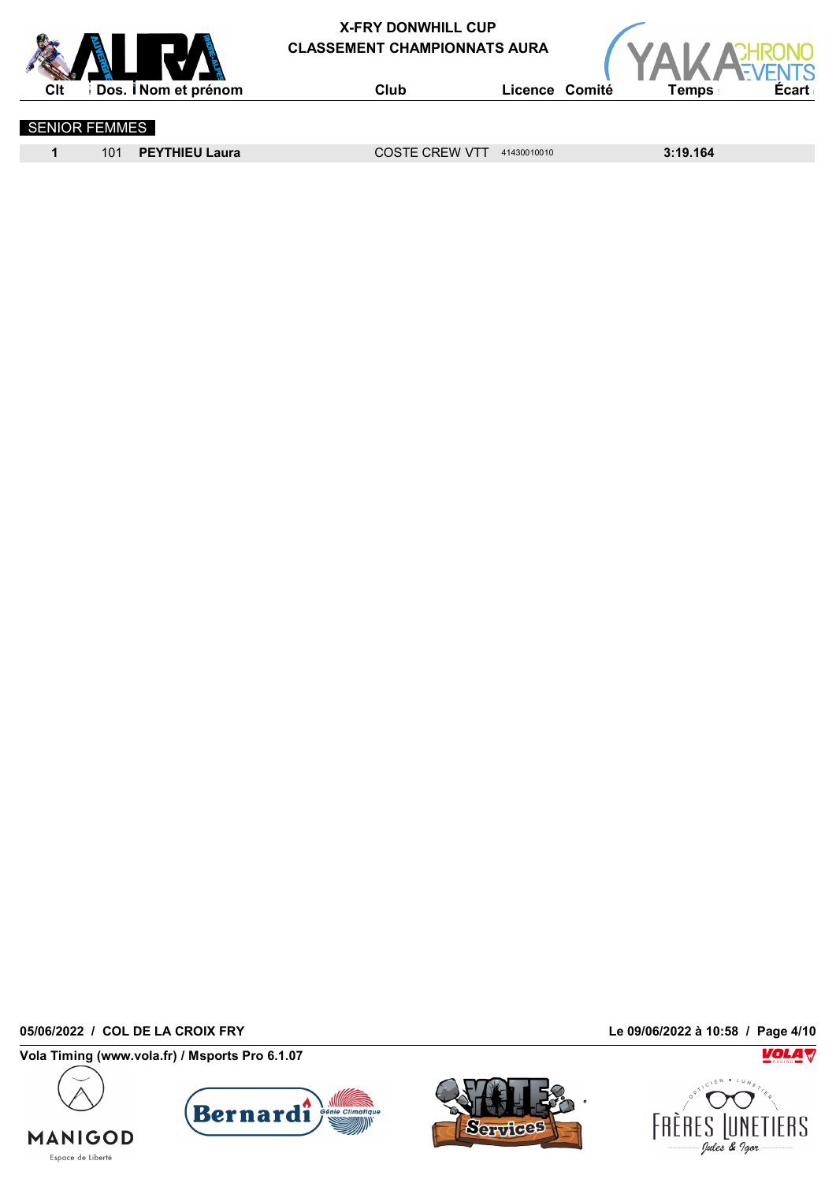# X-FRY DONWHILL CUP

## CLASSEMENT CHAMPIONNATS AURA

| Clt | Dos. | Nom et prénom | Club | Licence | Comité | Temps | Écart |
|---|---|---|---|---|---|---|---|
| **SENIOR FEMMES** | | | | | | | |
| **1** | 101 | **PEYTHIEU Laura** | COSTE CREW VTT | 41430010010 | | **3:19.164** | |

**05/06/2022 / COL DE LA CROIX FRY**

**Le 09/06/2022 à 10:58**

**Vola Timing (www.vola.fr) / Msports Pro 6.1.07**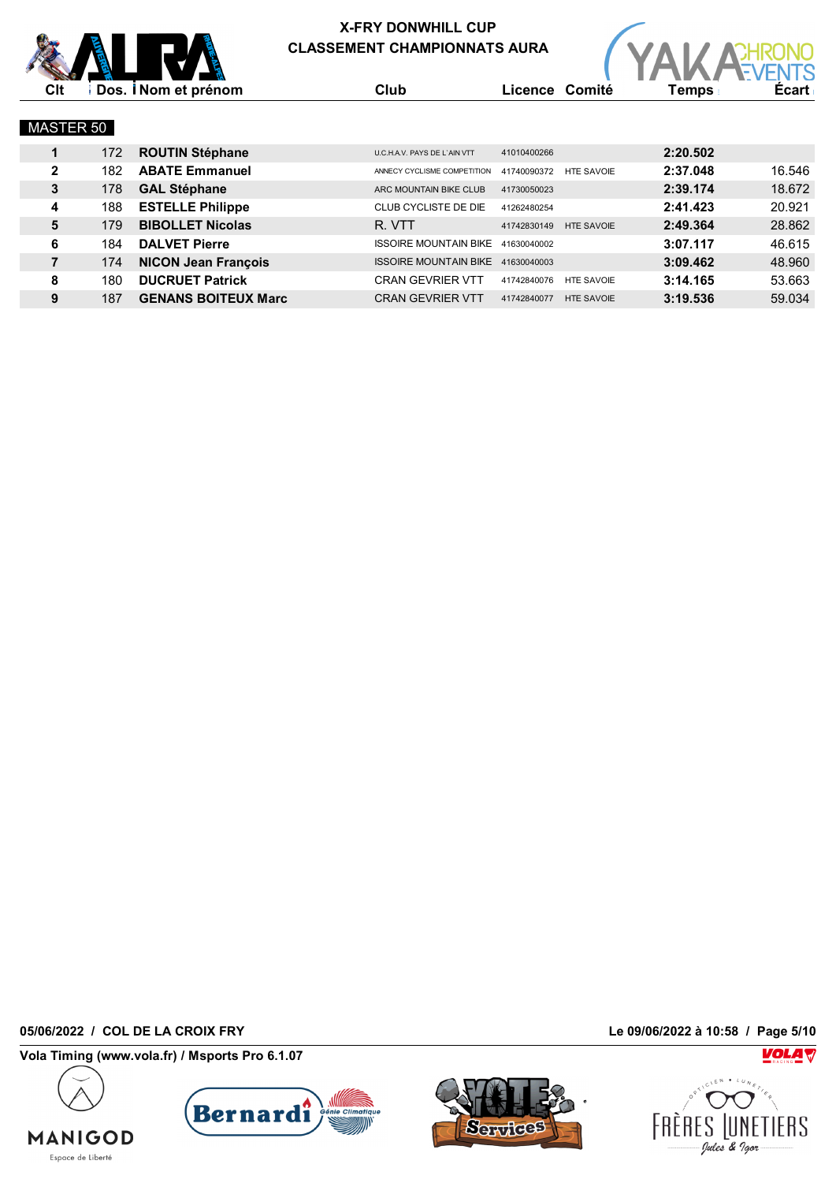# X-FRY DONWHILL CUP
## CLASSEMENT CHAMPIONNATS AURA

### MASTER 50

| Clt | Dos. | Nom et prénom | Club | Licence | Comité | Temps | Écart |
|---|---|---|---|---|---|---|---|
| 1 | 172 | **ROUTIN Stéphane** | U.C.H.A.V. PAYS DE L'AIN VTT | 41010400266 | | **2:20.502** | |
| 2 | 182 | **ABATE Emmanuel** | ANNECY CYCLISME COMPETITION | 41740090372 | HTE SAVOIE | **2:37.048** | 16.546 |
| 3 | 178 | **GAL Stéphane** | ARC MOUNTAIN BIKE CLUB | 41730050023 | | **2:39.174** | 18.672 |
| 4 | 188 | **ESTELLE Philippe** | CLUB CYCLISTE DE DIE | 41262480254 | | **2:41.423** | 20.921 |
| 5 | 179 | **BIBOLLET Nicolas** | R. VTT | 41742830149 | HTE SAVOIE | **2:49.364** | 28.862 |
| 6 | 184 | **DALVET Pierre** | ISSOIRE MOUNTAIN BIKE | 41630040002 | | **3:07.117** | 46.615 |
| 7 | 174 | **NICON Jean François** | ISSOIRE MOUNTAIN BIKE | 41630040003 | | **3:09.462** | 48.960 |
| 8 | 180 | **DUCRUET Patrick** | CRAN GEVRIER VTT | 41742840076 | HTE SAVOIE | **3:14.165** | 53.663 |
| 9 | 187 | **GENANS BOITEUX Marc** | CRAN GEVRIER VTT | 41742840077 | HTE SAVOIE | **3:19.536** | 59.034 |

**05/06/2022 / COL DE LA CROIX FRY** — **Le 09/06/2022 à 10:58**

**Vola Timing (www.vola.fr) / Msports Pro 6.1.07**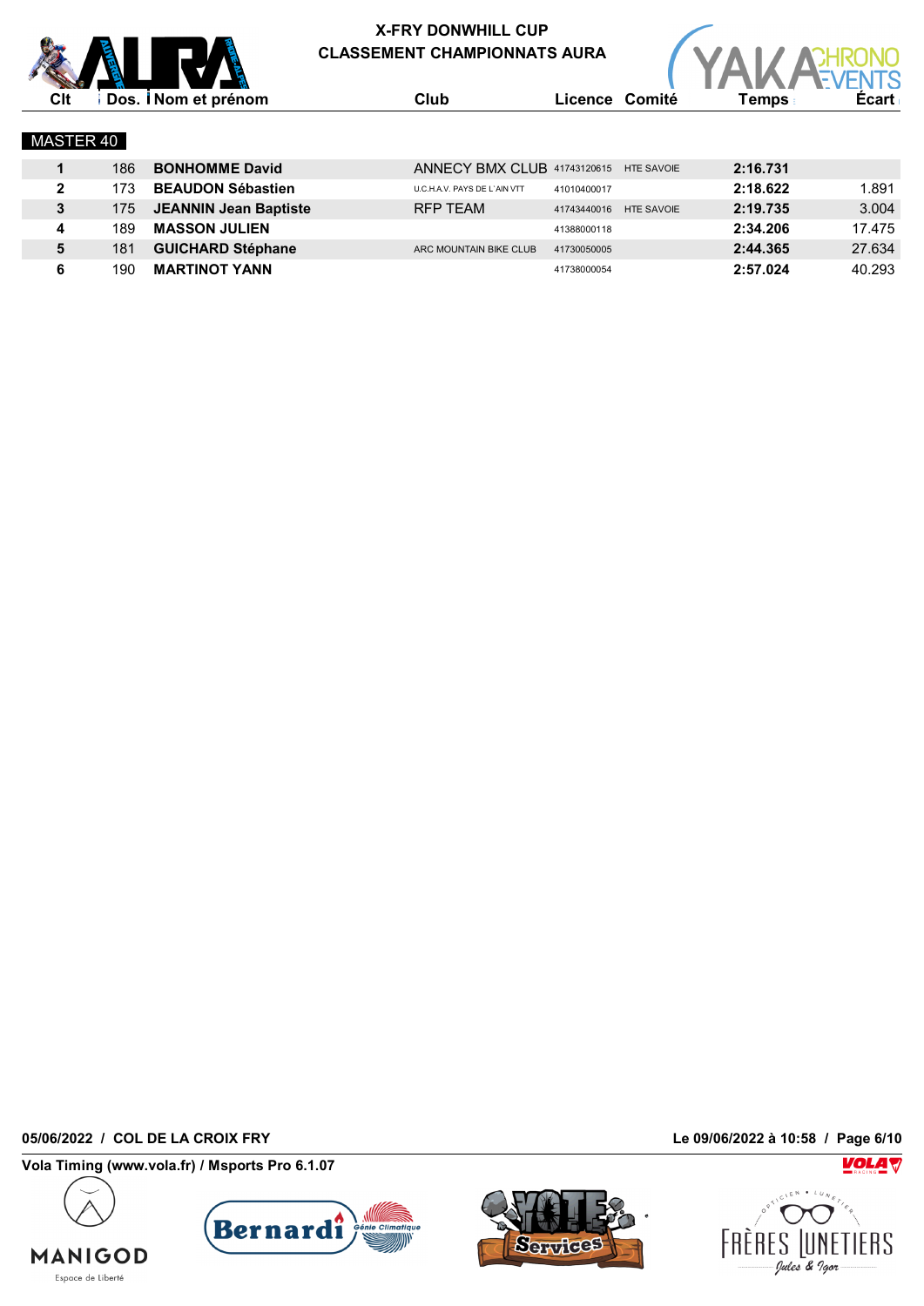# X-FRY DONWHILL CUP
## CLASSEMENT CHAMPIONNATS AURA

### MASTER 40

| Clt | Dos. | Nom et prénom | Club | Licence | Comité | Temps | Écart |
|---|---|---|---|---|---|---|---|
| 1 | 186 | **BONHOMME David** | ANNECY BMX CLUB | 41743120615 | HTE SAVOIE | **2:16.731** | |
| 2 | 173 | **BEAUDON Sébastien** | U.C.H.A.V. PAYS DE L'AIN VTT | 41010400017 | | **2:18.622** | 1.891 |
| 3 | 175 | **JEANNIN Jean Baptiste** | RFP TEAM | 41743440016 | HTE SAVOIE | **2:19.735** | 3.004 |
| 4 | 189 | **MASSON JULIEN** | | 41388000118 | | **2:34.206** | 17.475 |
| 5 | 181 | **GUICHARD Stéphane** | ARC MOUNTAIN BIKE CLUB | 41730050005 | | **2:44.365** | 27.634 |
| 6 | 190 | **MARTINOT YANN** | | 41738000054 | | **2:57.024** | 40.293 |

05/06/2022 / COL DE LA CROIX FRY

Le 09/06/2022 à 10:58

Vola Timing (www.vola.fr) / Msports Pro 6.1.07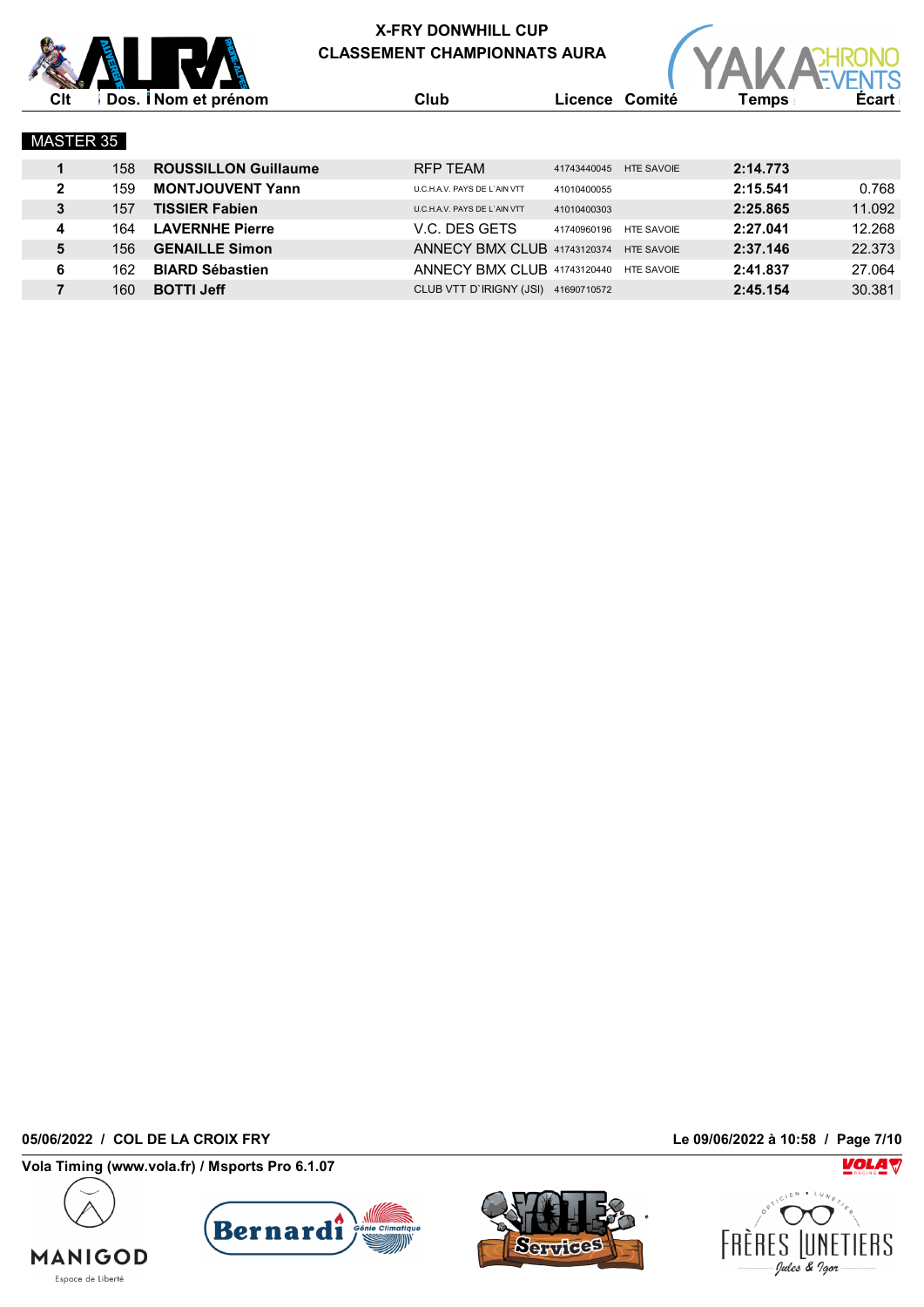# X-FRY DONWHILL CUP

## CLASSEMENT CHAMPIONNATS AURA

### MASTER 35

| Clt | Dos. | Nom et prénom | Club | Licence | Comité | Temps | Écart |
|---|---|---|---|---|---|---|---|
| 1 | 158 | **ROUSSILLON Guillaume** | RFP TEAM | 41743440045 | HTE SAVOIE | **2:14.773** | |
| 2 | 159 | **MONTJOUVENT Yann** | U.C.H.A.V. PAYS DE L'AIN VTT | 41010400055 | | **2:15.541** | 0.768 |
| 3 | 157 | **TISSIER Fabien** | U.C.H.A.V. PAYS DE L'AIN VTT | 41010400303 | | **2:25.865** | 11.092 |
| 4 | 164 | **LAVERNHE Pierre** | V.C. DES GETS | 41740960196 | HTE SAVOIE | **2:27.041** | 12.268 |
| 5 | 156 | **GENAILLE Simon** | ANNECY BMX CLUB | 41743120374 | HTE SAVOIE | **2:37.146** | 22.373 |
| 6 | 162 | **BIARD Sébastien** | ANNECY BMX CLUB | 41743120440 | HTE SAVOIE | **2:41.837** | 27.064 |
| 7 | 160 | **BOTTI Jeff** | CLUB VTT D`IRIGNY (JSI) | 41690710572 | | **2:45.154** | 30.381 |

05/06/2022 / COL DE LA CROIX FRY — Le 09/06/2022 à 10:58

Vola Timing (www.vola.fr) / Msports Pro 6.1.07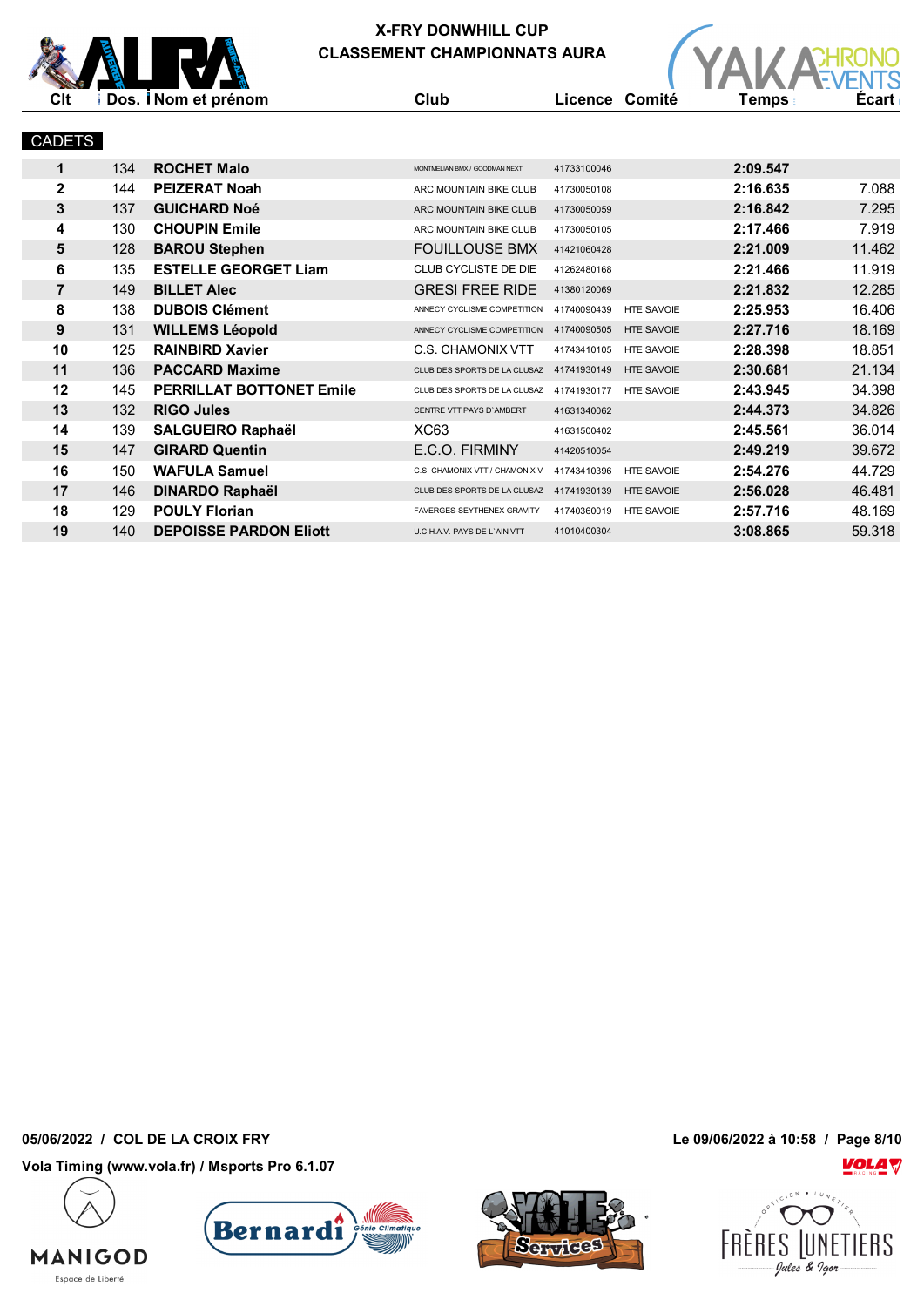# X-FRY DONWHILL CUP

## CLASSEMENT CHAMPIONNATS AURA

### CADETS

| Clt | Dos. | Nom et prénom | Club | Licence | Comité | Temps | Écart |
|---|---|---|---|---|---|---|---|
| 1 | 134 | **ROCHET Malo** | MONTMELIAN BMX / GOODMAN NEXT | 41733100046 | | **2:09.547** | |
| 2 | 144 | **PEIZERAT Noah** | ARC MOUNTAIN BIKE CLUB | 41730050108 | | **2:16.635** | 7.088 |
| 3 | 137 | **GUICHARD Noé** | ARC MOUNTAIN BIKE CLUB | 41730050059 | | **2:16.842** | 7.295 |
| 4 | 130 | **CHOUPIN Emile** | ARC MOUNTAIN BIKE CLUB | 41730050105 | | **2:17.466** | 7.919 |
| 5 | 128 | **BAROU Stephen** | FOUILLOUSE BMX | 41421060428 | | **2:21.009** | 11.462 |
| 6 | 135 | **ESTELLE GEORGET Liam** | CLUB CYCLISTE DE DIE | 41262480168 | | **2:21.466** | 11.919 |
| 7 | 149 | **BILLET Alec** | GRESI FREE RIDE | 41380120069 | | **2:21.832** | 12.285 |
| 8 | 138 | **DUBOIS Clément** | ANNECY CYCLISME COMPETITION | 41740090439 | HTE SAVOIE | **2:25.953** | 16.406 |
| 9 | 131 | **WILLEMS Léopold** | ANNECY CYCLISME COMPETITION | 41740090505 | HTE SAVOIE | **2:27.716** | 18.169 |
| 10 | 125 | **RAINBIRD Xavier** | C.S. CHAMONIX VTT | 41743410105 | HTE SAVOIE | **2:28.398** | 18.851 |
| 11 | 136 | **PACCARD Maxime** | CLUB DES SPORTS DE LA CLUSAZ | 41741930149 | HTE SAVOIE | **2:30.681** | 21.134 |
| 12 | 145 | **PERRILLAT BOTTONET Emile** | CLUB DES SPORTS DE LA CLUSAZ | 41741930177 | HTE SAVOIE | **2:43.945** | 34.398 |
| 13 | 132 | **RIGO Jules** | CENTRE VTT PAYS D'AMBERT | 41631340062 | | **2:44.373** | 34.826 |
| 14 | 139 | **SALGUEIRO Raphaël** | XC63 | 41631500402 | | **2:45.561** | 36.014 |
| 15 | 147 | **GIRARD Quentin** | E.C.O. FIRMINY | 41420510054 | | **2:49.219** | 39.672 |
| 16 | 150 | **WAFULA Samuel** | C.S. CHAMONIX VTT / CHAMONIX V | 41743410396 | HTE SAVOIE | **2:54.276** | 44.729 |
| 17 | 146 | **DINARDO Raphaël** | CLUB DES SPORTS DE LA CLUSAZ | 41741930139 | HTE SAVOIE | **2:56.028** | 46.481 |
| 18 | 129 | **POULY Florian** | FAVERGES-SEYTHENEX GRAVITY | 41740360019 | HTE SAVOIE | **2:57.716** | 48.169 |
| 19 | 140 | **DEPOISSE PARDON Eliott** | U.C.H.A.V. PAYS DE L'AIN VTT | 41010400304 | | **3:08.865** | 59.318 |

05/06/2022 / COL DE LA CROIX FRY — Le 09/06/2022 à 10:58

Vola Timing (www.vola.fr) / Msports Pro 6.1.07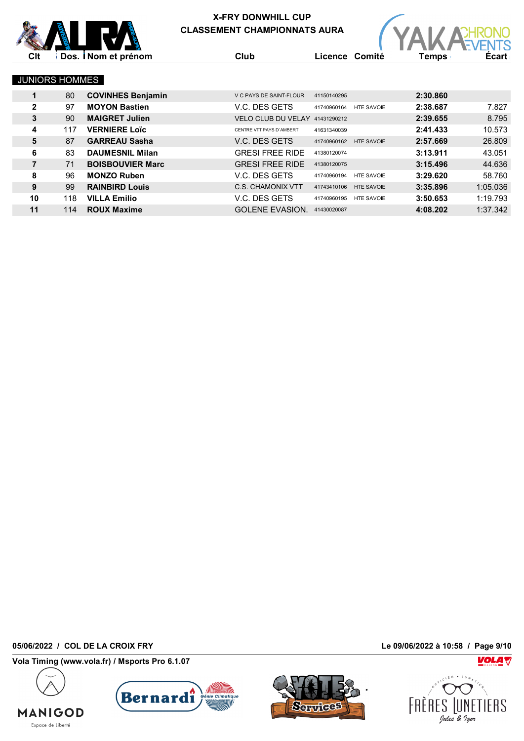# X-FRY DONWHILL CUP

## CLASSEMENT CHAMPIONNATS AURA

### JUNIORS HOMMES

| Clt | Dos. | Nom et prénom | Club | Licence | Comité | Temps | Écart |
|---|---|---|---|---|---|---|---|
| 1 | 80 | **COVINHES Benjamin** | V C PAYS DE SAINT-FLOUR | 41150140295 | | **2:30.860** | |
| 2 | 97 | **MOYON Bastien** | V.C. DES GETS | 41740960164 | HTE SAVOIE | **2:38.687** | 7.827 |
| 3 | 90 | **MAIGRET Julien** | VELO CLUB DU VELAY | 41431290212 | | **2:39.655** | 8.795 |
| 4 | 117 | **VERNIERE Loïc** | CENTRE VTT PAYS D`AMBERT | 41631340039 | | **2:41.433** | 10.573 |
| 5 | 87 | **GARREAU Sasha** | V.C. DES GETS | 41740960162 | HTE SAVOIE | **2:57.669** | 26.809 |
| 6 | 83 | **DAUMESNIL Milan** | GRESI FREE RIDE | 41380120074 | | **3:13.911** | 43.051 |
| 7 | 71 | **BOISBOUVIER Marc** | GRESI FREE RIDE | 41380120075 | | **3:15.496** | 44.636 |
| 8 | 96 | **MONZO Ruben** | V.C. DES GETS | 41740960194 | HTE SAVOIE | **3:29.620** | 58.760 |
| 9 | 99 | **RAINBIRD Louis** | C.S. CHAMONIX VTT | 41743410106 | HTE SAVOIE | **3:35.896** | 1:05.036 |
| 10 | 118 | **VILLA Emilio** | V.C. DES GETS | 41740960195 | HTE SAVOIE | **3:50.653** | 1:19.793 |
| 11 | 114 | **ROUX Maxime** | GOLENE EVASION. | 41430020087 | | **4:08.202** | 1:37.342 |

**05/06/2022 / COL DE LA CROIX FRY** — **Le 09/06/2022 à 10:58**

**Vola Timing (www.vola.fr) / Msports Pro 6.1.07**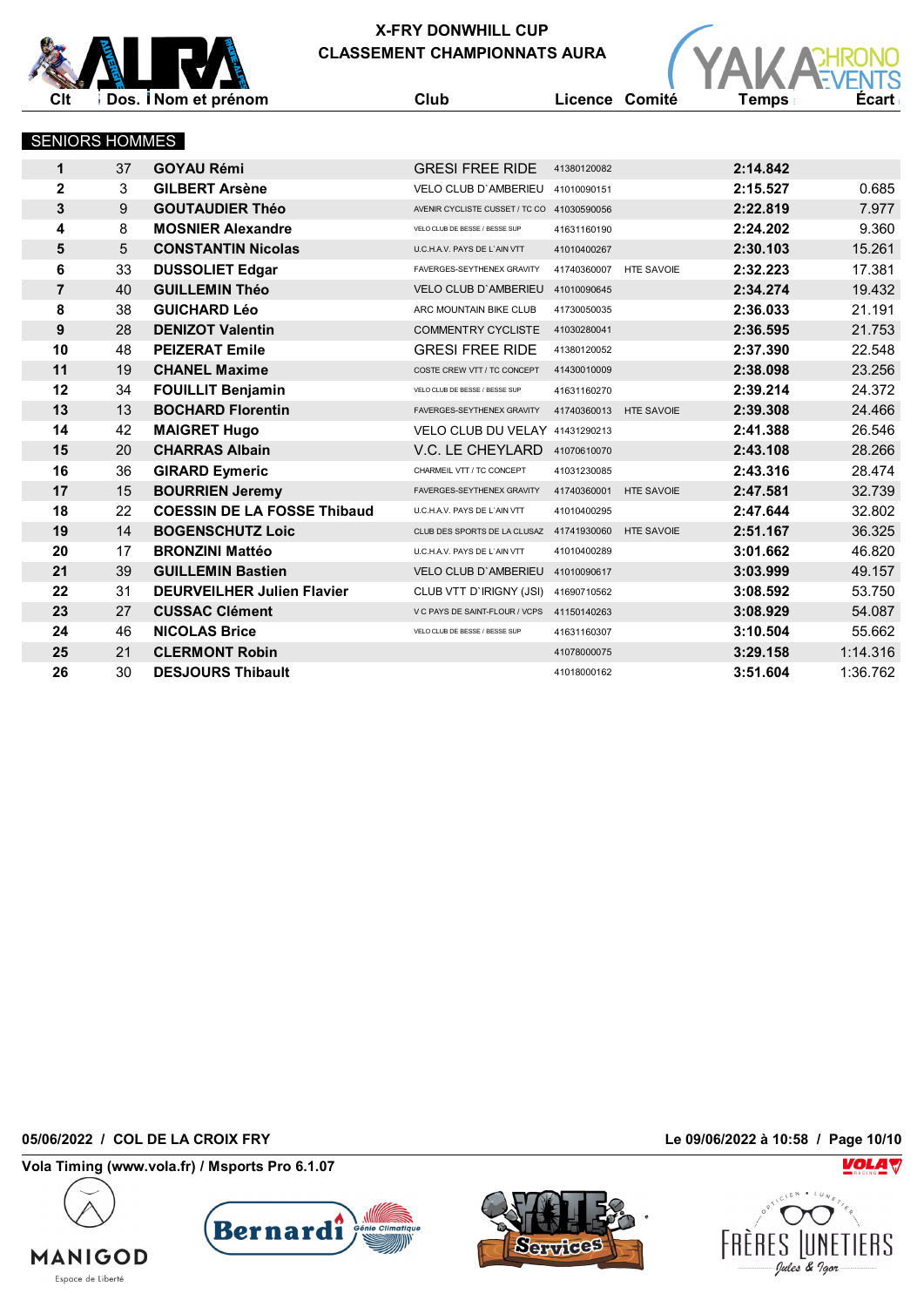# X-FRY DONWHILL CUP
## CLASSEMENT CHAMPIONNATS AURA

### SENIORS HOMMES

| Clt | Dos. | Nom et prénom | Club | Licence | Comité | Temps | Écart |
|---|---|---|---|---|---|---|---|
| 1 | 37 | **GOYAU Rémi** | GRESI FREE RIDE | 41380120082 | | **2:14.842** | |
| 2 | 3 | **GILBERT Arsène** | VELO CLUB D`AMBERIEU | 41010090151 | | **2:15.527** | 0.685 |
| 3 | 9 | **GOUTAUDIER Théo** | AVENIR CYCLISTE CUSSET / TC CO | 41030590056 | | **2:22.819** | 7.977 |
| 4 | 8 | **MOSNIER Alexandre** | VELO CLUB DE BESSE / BESSE SUP | 41631160190 | | **2:24.202** | 9.360 |
| 5 | 5 | **CONSTANTIN Nicolas** | U.C.H.A.V. PAYS DE L`AIN VTT | 41010400267 | | **2:30.103** | 15.261 |
| 6 | 33 | **DUSSOLIET Edgar** | FAVERGES-SEYTHENEX GRAVITY | 41740360007 | HTE SAVOIE | **2:32.223** | 17.381 |
| 7 | 40 | **GUILLEMIN Théo** | VELO CLUB D`AMBERIEU | 41010090645 | | **2:34.274** | 19.432 |
| 8 | 38 | **GUICHARD Léo** | ARC MOUNTAIN BIKE CLUB | 41730050035 | | **2:36.033** | 21.191 |
| 9 | 28 | **DENIZOT Valentin** | COMMENTRY CYCLISTE | 41030280041 | | **2:36.595** | 21.753 |
| 10 | 48 | **PEIZERAT Emile** | GRESI FREE RIDE | 41380120052 | | **2:37.390** | 22.548 |
| 11 | 19 | **CHANEL Maxime** | COSTE CREW VTT / TC CONCEPT | 41430010009 | | **2:38.098** | 23.256 |
| 12 | 34 | **FOUILLIT Benjamin** | VELO CLUB DE BESSE / BESSE SUP | 41631160270 | | **2:39.214** | 24.372 |
| 13 | 13 | **BOCHARD Florentin** | FAVERGES-SEYTHENEX GRAVITY | 41740360013 | HTE SAVOIE | **2:39.308** | 24.466 |
| 14 | 42 | **MAIGRET Hugo** | VELO CLUB DU VELAY | 41431290213 | | **2:41.388** | 26.546 |
| 15 | 20 | **CHARRAS Albain** | V.C. LE CHEYLARD | 41070610070 | | **2:43.108** | 28.266 |
| 16 | 36 | **GIRARD Eymeric** | CHARMEIL VTT / TC CONCEPT | 41031230085 | | **2:43.316** | 28.474 |
| 17 | 15 | **BOURRIEN Jeremy** | FAVERGES-SEYTHENEX GRAVITY | 41740360001 | HTE SAVOIE | **2:47.581** | 32.739 |
| 18 | 22 | **COESSIN DE LA FOSSE Thibaud** | U.C.H.A.V. PAYS DE L`AIN VTT | 41010400295 | | **2:47.644** | 32.802 |
| 19 | 14 | **BOGENSCHUTZ Loic** | CLUB DES SPORTS DE LA CLUSAZ | 41741930060 | HTE SAVOIE | **2:51.167** | 36.325 |
| 20 | 17 | **BRONZINI Mattéo** | U.C.H.A.V. PAYS DE L`AIN VTT | 41010400289 | | **3:01.662** | 46.820 |
| 21 | 39 | **GUILLEMIN Bastien** | VELO CLUB D`AMBERIEU | 41010090617 | | **3:03.999** | 49.157 |
| 22 | 31 | **DEURVEILHER Julien Flavier** | CLUB VTT D`IRIGNY (JSI) | 41690710562 | | **3:08.592** | 53.750 |
| 23 | 27 | **CUSSAC Clément** | V C PAYS DE SAINT-FLOUR / VCPS | 41150140263 | | **3:08.929** | 54.087 |
| 24 | 46 | **NICOLAS Brice** | VELO CLUB DE BESSE / BESSE SUP | 41631160307 | | **3:10.504** | 55.662 |
| 25 | 21 | **CLERMONT Robin** | | 41078000075 | | **3:29.158** | 1:14.316 |
| 26 | 30 | **DESJOURS Thibault** | | 41018000162 | | **3:51.604** | 1:36.762 |

**05/06/2022 / COL DE LA CROIX FRY** — **Le 09/06/2022 à 10:58**

**Vola Timing (www.vola.fr) / Msports Pro 6.1.07**